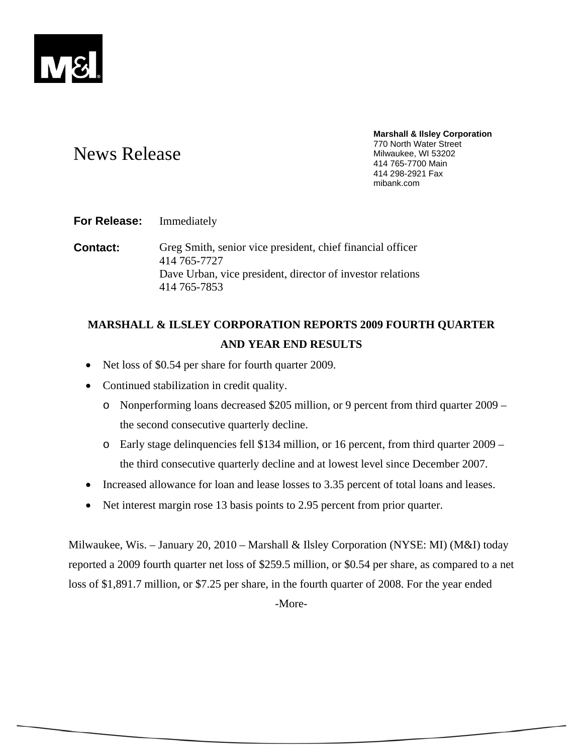# News Release

**Marshall & Ilsley Corporation**
770 North Water Street
Milwaukee, WI 53202
414 765-7700 Main
414 298-2921 Fax
mibank.com

**For Release:** Immediately

**Contact:** Greg Smith, senior vice president, chief financial officer
414 765-7727
Dave Urban, vice president, director of investor relations
414 765-7853

## MARSHALL & ILSLEY CORPORATION REPORTS 2009 FOURTH QUARTER AND YEAR END RESULTS

- Net loss of $0.54 per share for fourth quarter 2009.
- Continued stabilization in credit quality.
  - Nonperforming loans decreased $205 million, or 9 percent from third quarter 2009 – the second consecutive quarterly decline.
  - Early stage delinquencies fell $134 million, or 16 percent, from third quarter 2009 – the third consecutive quarterly decline and at lowest level since December 2007.
- Increased allowance for loan and lease losses to 3.35 percent of total loans and leases.
- Net interest margin rose 13 basis points to 2.95 percent from prior quarter.

Milwaukee, Wis. – January 20, 2010 – Marshall & Ilsley Corporation (NYSE: MI) (M&I) today reported a 2009 fourth quarter net loss of $259.5 million, or $0.54 per share, as compared to a net loss of $1,891.7 million, or $7.25 per share, in the fourth quarter of 2008. For the year ended

-More-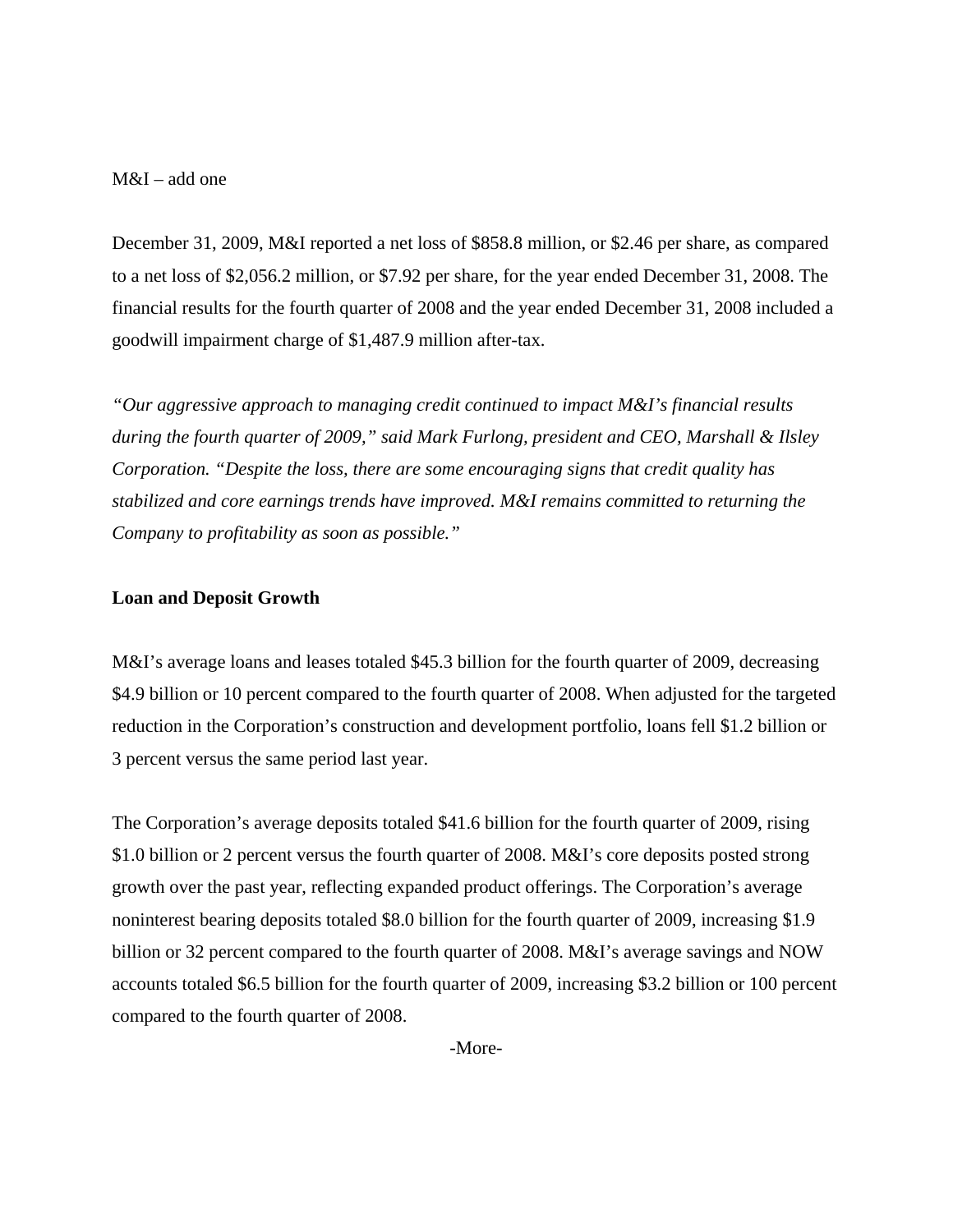M&I – add one

December 31, 2009, M&I reported a net loss of $858.8 million, or $2.46 per share, as compared to a net loss of $2,056.2 million, or $7.92 per share, for the year ended December 31, 2008. The financial results for the fourth quarter of 2008 and the year ended December 31, 2008 included a goodwill impairment charge of $1,487.9 million after-tax.

*"Our aggressive approach to managing credit continued to impact M&I's financial results during the fourth quarter of 2009," said Mark Furlong, president and CEO, Marshall & Ilsley Corporation. "Despite the loss, there are some encouraging signs that credit quality has stabilized and core earnings trends have improved. M&I remains committed to returning the Company to profitability as soon as possible."*

**Loan and Deposit Growth**

M&I's average loans and leases totaled $45.3 billion for the fourth quarter of 2009, decreasing $4.9 billion or 10 percent compared to the fourth quarter of 2008. When adjusted for the targeted reduction in the Corporation's construction and development portfolio, loans fell $1.2 billion or 3 percent versus the same period last year.

The Corporation's average deposits totaled $41.6 billion for the fourth quarter of 2009, rising $1.0 billion or 2 percent versus the fourth quarter of 2008. M&I's core deposits posted strong growth over the past year, reflecting expanded product offerings. The Corporation's average noninterest bearing deposits totaled $8.0 billion for the fourth quarter of 2009, increasing $1.9 billion or 32 percent compared to the fourth quarter of 2008. M&I's average savings and NOW accounts totaled $6.5 billion for the fourth quarter of 2009, increasing $3.2 billion or 100 percent compared to the fourth quarter of 2008.

-More-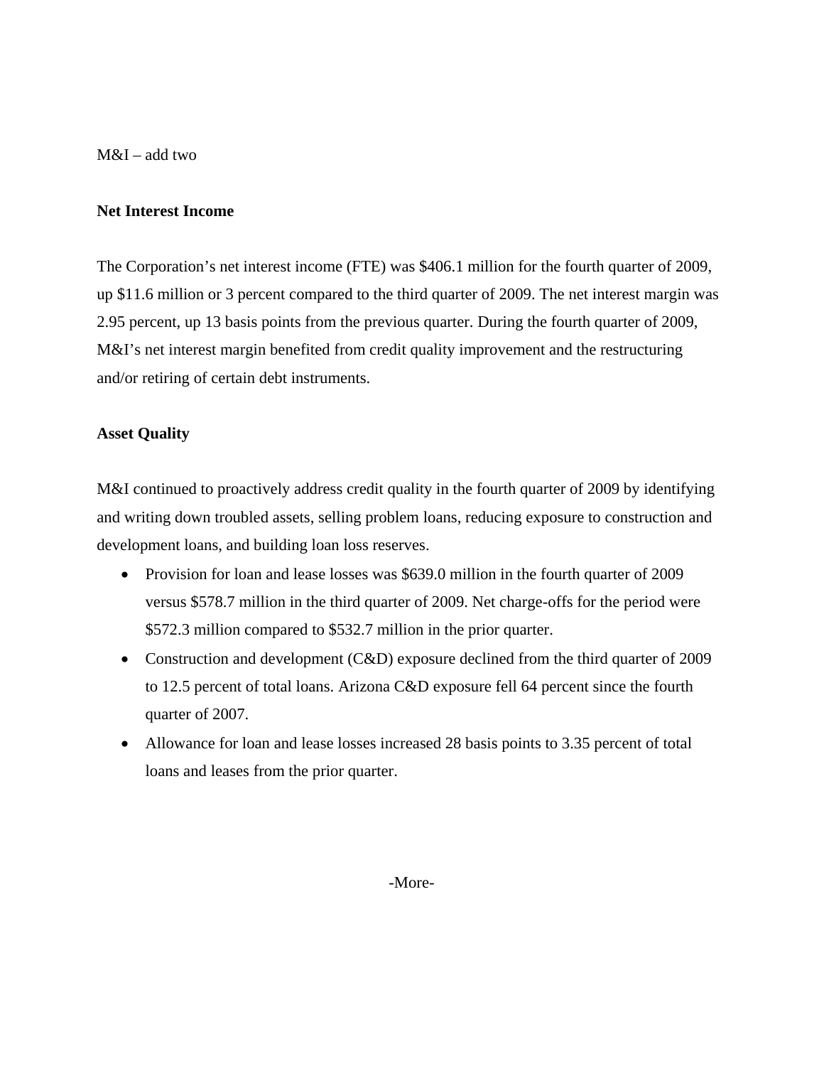M&I – add two

**Net Interest Income**

The Corporation's net interest income (FTE) was $406.1 million for the fourth quarter of 2009, up $11.6 million or 3 percent compared to the third quarter of 2009. The net interest margin was 2.95 percent, up 13 basis points from the previous quarter. During the fourth quarter of 2009, M&I's net interest margin benefited from credit quality improvement and the restructuring and/or retiring of certain debt instruments.

**Asset Quality**

M&I continued to proactively address credit quality in the fourth quarter of 2009 by identifying and writing down troubled assets, selling problem loans, reducing exposure to construction and development loans, and building loan loss reserves.

- Provision for loan and lease losses was $639.0 million in the fourth quarter of 2009 versus $578.7 million in the third quarter of 2009. Net charge-offs for the period were $572.3 million compared to $532.7 million in the prior quarter.
- Construction and development (C&D) exposure declined from the third quarter of 2009 to 12.5 percent of total loans. Arizona C&D exposure fell 64 percent since the fourth quarter of 2007.
- Allowance for loan and lease losses increased 28 basis points to 3.35 percent of total loans and leases from the prior quarter.

-More-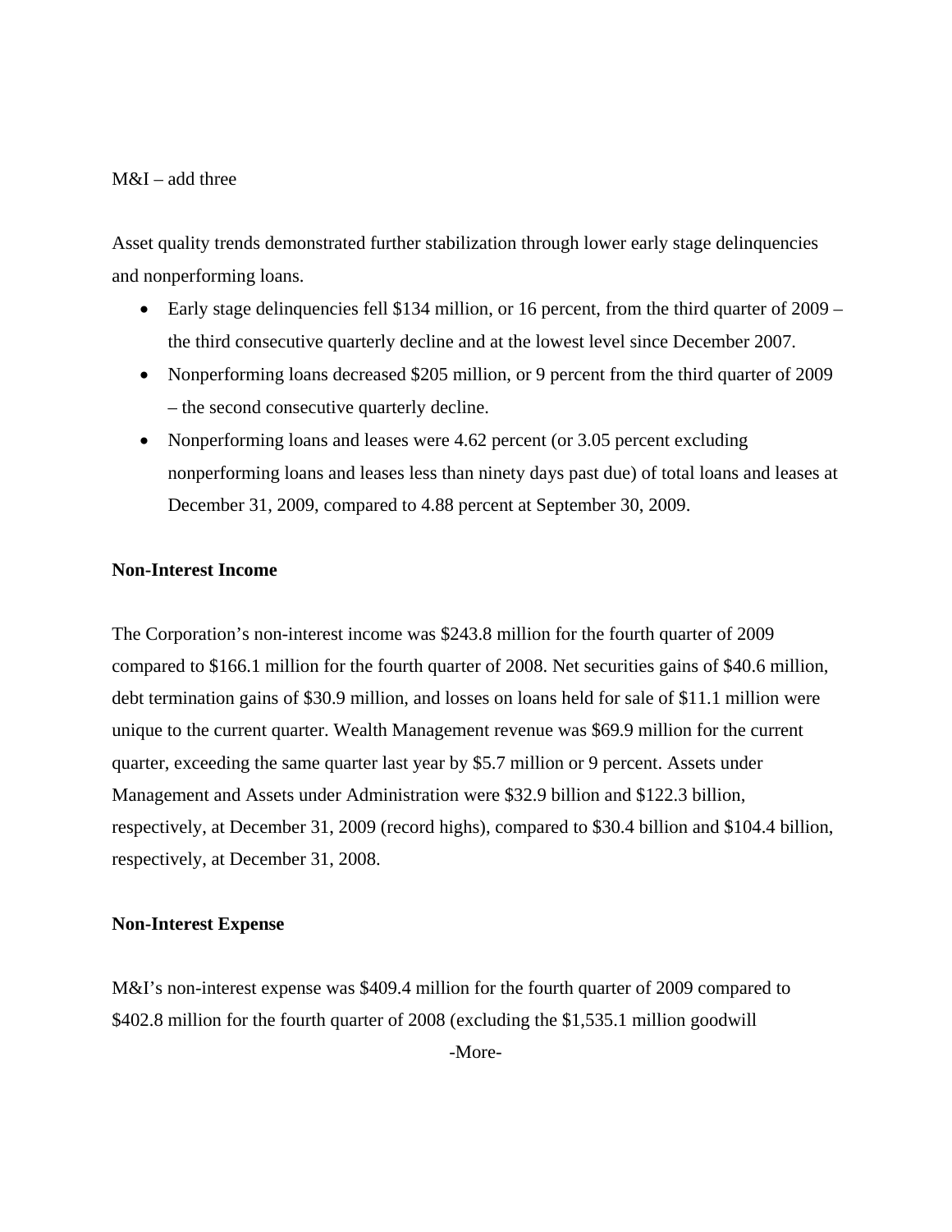M&I – add three

Asset quality trends demonstrated further stabilization through lower early stage delinquencies and nonperforming loans.

- Early stage delinquencies fell $134 million, or 16 percent, from the third quarter of 2009 – the third consecutive quarterly decline and at the lowest level since December 2007.
- Nonperforming loans decreased $205 million, or 9 percent from the third quarter of 2009 – the second consecutive quarterly decline.
- Nonperforming loans and leases were 4.62 percent (or 3.05 percent excluding nonperforming loans and leases less than ninety days past due) of total loans and leases at December 31, 2009, compared to 4.88 percent at September 30, 2009.

**Non-Interest Income**

The Corporation's non-interest income was $243.8 million for the fourth quarter of 2009 compared to $166.1 million for the fourth quarter of 2008. Net securities gains of $40.6 million, debt termination gains of $30.9 million, and losses on loans held for sale of $11.1 million were unique to the current quarter. Wealth Management revenue was $69.9 million for the current quarter, exceeding the same quarter last year by $5.7 million or 9 percent. Assets under Management and Assets under Administration were $32.9 billion and $122.3 billion, respectively, at December 31, 2009 (record highs), compared to $30.4 billion and $104.4 billion, respectively, at December 31, 2008.

**Non-Interest Expense**

M&I's non-interest expense was $409.4 million for the fourth quarter of 2009 compared to $402.8 million for the fourth quarter of 2008 (excluding the $1,535.1 million goodwill

-More-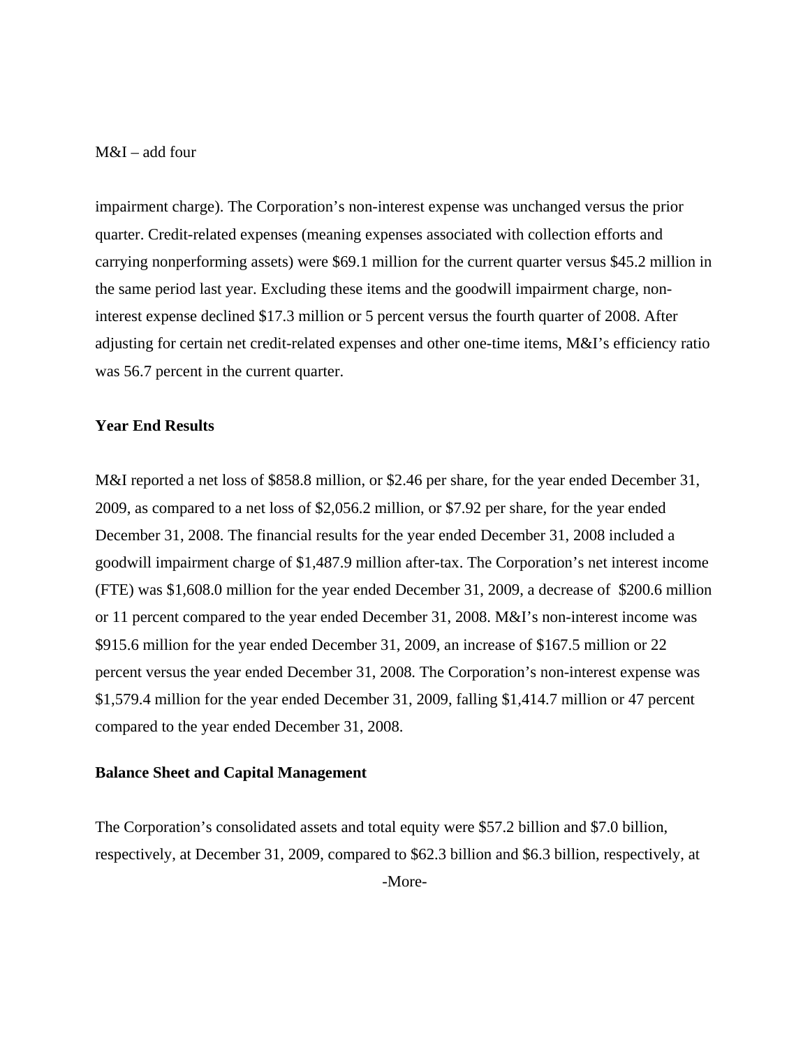impairment charge). The Corporation's non-interest expense was unchanged versus the prior quarter. Credit-related expenses (meaning expenses associated with collection efforts and carrying nonperforming assets) were $69.1 million for the current quarter versus $45.2 million in the same period last year. Excluding these items and the goodwill impairment charge, non-interest expense declined $17.3 million or 5 percent versus the fourth quarter of 2008. After adjusting for certain net credit-related expenses and other one-time items, M&I's efficiency ratio was 56.7 percent in the current quarter.

**Year End Results**

M&I reported a net loss of $858.8 million, or $2.46 per share, for the year ended December 31, 2009, as compared to a net loss of $2,056.2 million, or $7.92 per share, for the year ended December 31, 2008. The financial results for the year ended December 31, 2008 included a goodwill impairment charge of $1,487.9 million after-tax. The Corporation's net interest income (FTE) was $1,608.0 million for the year ended December 31, 2009, a decrease of $200.6 million or 11 percent compared to the year ended December 31, 2008. M&I's non-interest income was $915.6 million for the year ended December 31, 2009, an increase of $167.5 million or 22 percent versus the year ended December 31, 2008. The Corporation's non-interest expense was $1,579.4 million for the year ended December 31, 2009, falling $1,414.7 million or 47 percent compared to the year ended December 31, 2008.

**Balance Sheet and Capital Management**

The Corporation's consolidated assets and total equity were $57.2 billion and $7.0 billion, respectively, at December 31, 2009, compared to $62.3 billion and $6.3 billion, respectively, at

-More-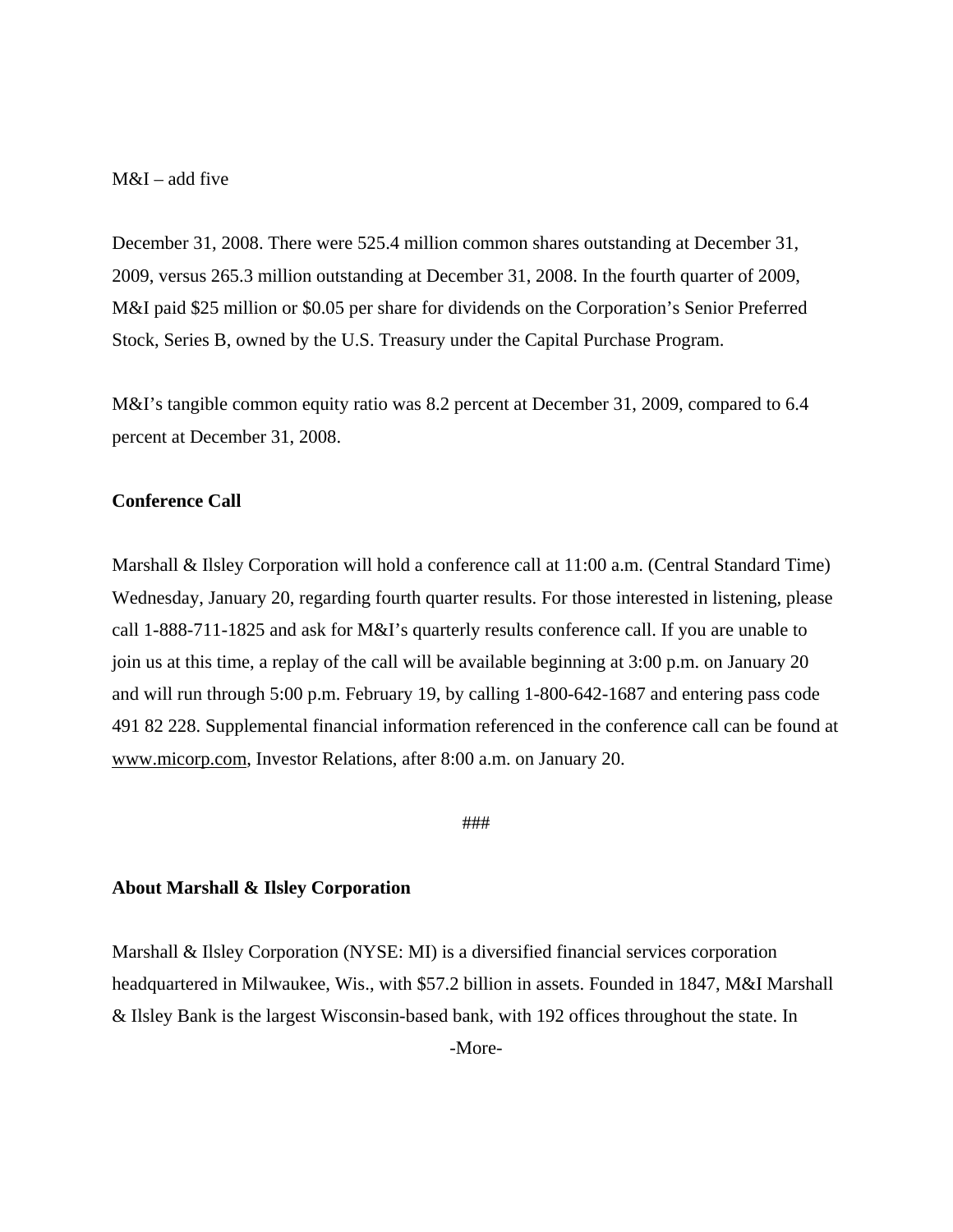M&I – add five

December 31, 2008. There were 525.4 million common shares outstanding at December 31, 2009, versus 265.3 million outstanding at December 31, 2008. In the fourth quarter of 2009, M&I paid $25 million or $0.05 per share for dividends on the Corporation's Senior Preferred Stock, Series B, owned by the U.S. Treasury under the Capital Purchase Program.

M&I's tangible common equity ratio was 8.2 percent at December 31, 2009, compared to 6.4 percent at December 31, 2008.

**Conference Call**

Marshall & Ilsley Corporation will hold a conference call at 11:00 a.m. (Central Standard Time) Wednesday, January 20, regarding fourth quarter results. For those interested in listening, please call 1-888-711-1825 and ask for M&I's quarterly results conference call. If you are unable to join us at this time, a replay of the call will be available beginning at 3:00 p.m. on January 20 and will run through 5:00 p.m. February 19, by calling 1-800-642-1687 and entering pass code 491 82 228. Supplemental financial information referenced in the conference call can be found at www.micorp.com, Investor Relations, after 8:00 a.m. on January 20.

###

**About Marshall & Ilsley Corporation**

Marshall & Ilsley Corporation (NYSE: MI) is a diversified financial services corporation headquartered in Milwaukee, Wis., with $57.2 billion in assets. Founded in 1847, M&I Marshall & Ilsley Bank is the largest Wisconsin-based bank, with 192 offices throughout the state. In

-More-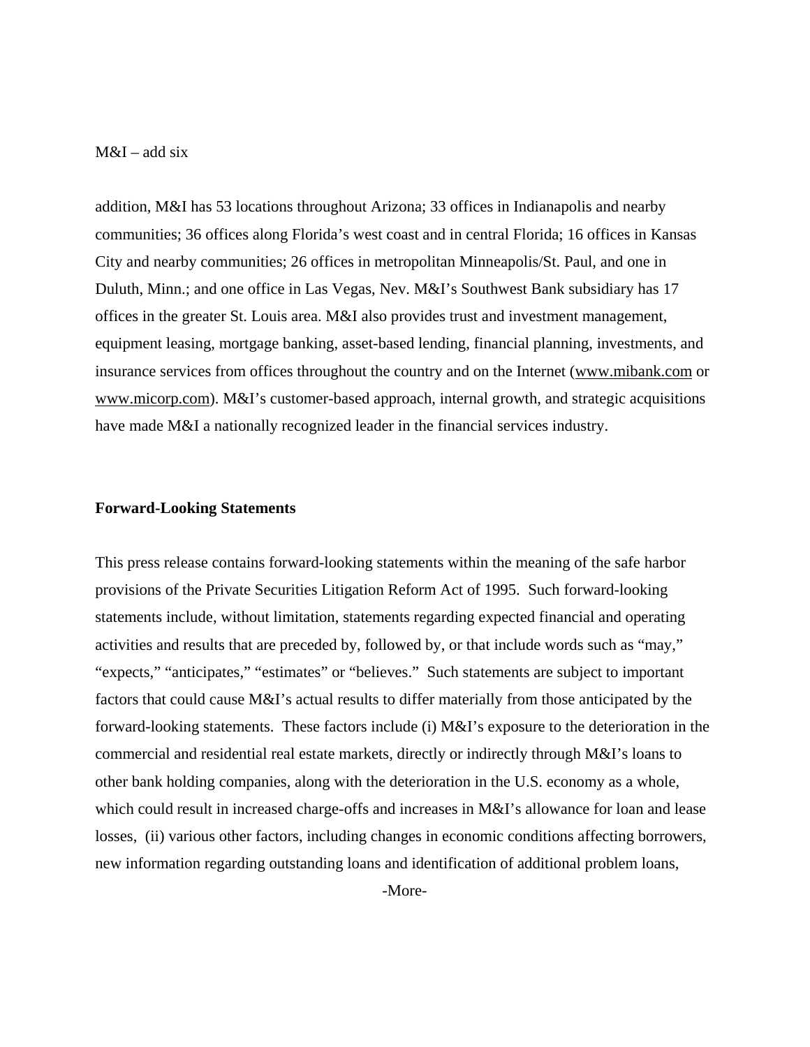addition, M&I has 53 locations throughout Arizona; 33 offices in Indianapolis and nearby communities; 36 offices along Florida's west coast and in central Florida; 16 offices in Kansas City and nearby communities; 26 offices in metropolitan Minneapolis/St. Paul, and one in Duluth, Minn.; and one office in Las Vegas, Nev. M&I's Southwest Bank subsidiary has 17 offices in the greater St. Louis area. M&I also provides trust and investment management, equipment leasing, mortgage banking, asset-based lending, financial planning, investments, and insurance services from offices throughout the country and on the Internet (www.mibank.com or www.micorp.com). M&I's customer-based approach, internal growth, and strategic acquisitions have made M&I a nationally recognized leader in the financial services industry.

**Forward-Looking Statements**

This press release contains forward-looking statements within the meaning of the safe harbor provisions of the Private Securities Litigation Reform Act of 1995. Such forward-looking statements include, without limitation, statements regarding expected financial and operating activities and results that are preceded by, followed by, or that include words such as "may," "expects," "anticipates," "estimates" or "believes." Such statements are subject to important factors that could cause M&I's actual results to differ materially from those anticipated by the forward-looking statements. These factors include (i) M&I's exposure to the deterioration in the commercial and residential real estate markets, directly or indirectly through M&I's loans to other bank holding companies, along with the deterioration in the U.S. economy as a whole, which could result in increased charge-offs and increases in M&I's allowance for loan and lease losses, (ii) various other factors, including changes in economic conditions affecting borrowers, new information regarding outstanding loans and identification of additional problem loans,

-More-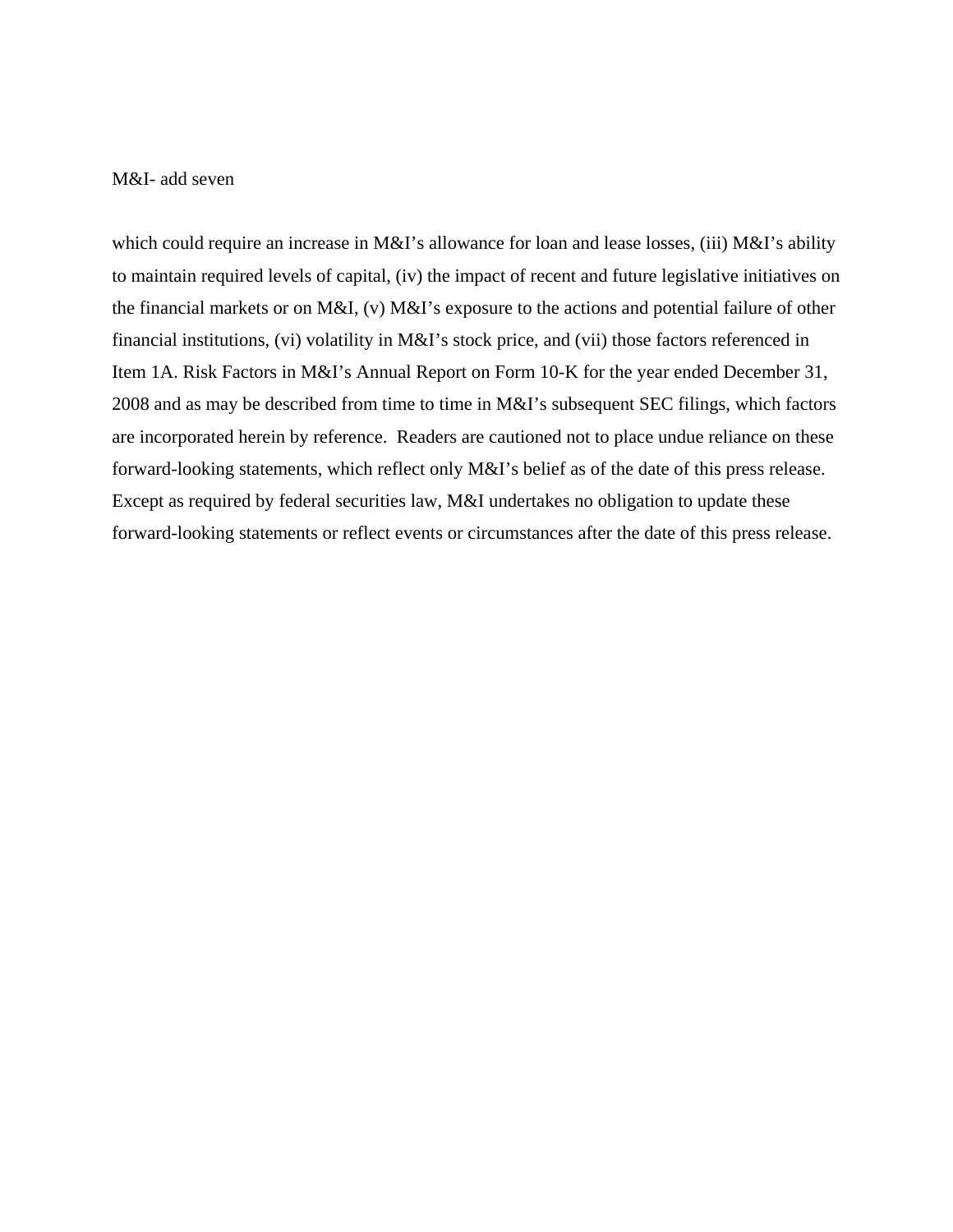M&I- add seven

which could require an increase in M&I's allowance for loan and lease losses, (iii) M&I's ability to maintain required levels of capital, (iv) the impact of recent and future legislative initiatives on the financial markets or on M&I, (v) M&I's exposure to the actions and potential failure of other financial institutions, (vi) volatility in M&I's stock price, and (vii) those factors referenced in Item 1A. Risk Factors in M&I's Annual Report on Form 10-K for the year ended December 31, 2008 and as may be described from time to time in M&I's subsequent SEC filings, which factors are incorporated herein by reference.  Readers are cautioned not to place undue reliance on these forward-looking statements, which reflect only M&I's belief as of the date of this press release. Except as required by federal securities law, M&I undertakes no obligation to update these forward-looking statements or reflect events or circumstances after the date of this press release.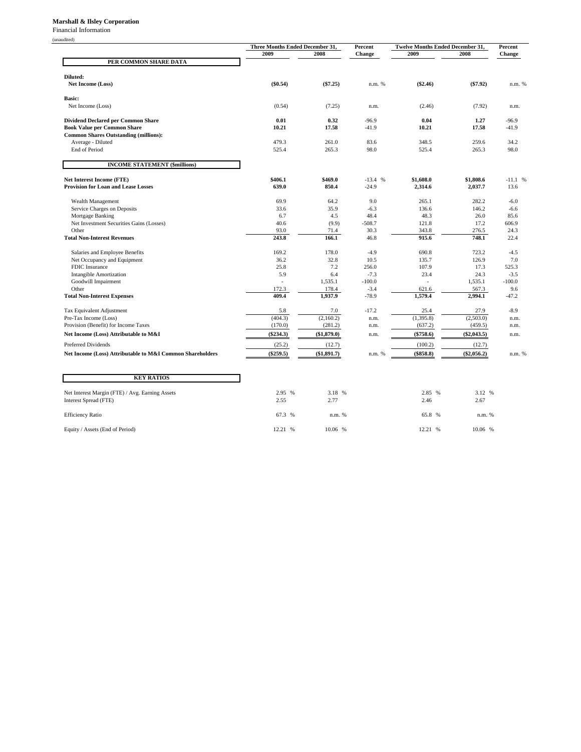**Marshall & Ilsley Corporation**

Financial Information

(unaudited)

| | Three Months Ended December 31, | | Percent | Twelve Months Ended December 31, | | Percent |
|---|---|---|---|---|---|---|
| | 2009 | 2008 | Change | 2009 | 2008 | Change |
| **PER COMMON SHARE DATA** | | | | | | |
| **Diluted:** | | | | | | |
| **Net Income (Loss)** | **($0.54)** | **($7.25)** | n.m. % | **($2.46)** | **($7.92)** | n.m. % |
| **Basic:** | | | | | | |
| Net Income (Loss) | (0.54) | (7.25) | n.m. | (2.46) | (7.92) | n.m. |
| **Dividend Declared per Common Share** | **0.01** | **0.32** | -96.9 | **0.04** | **1.27** | -96.9 |
| **Book Value per Common Share** | **10.21** | **17.58** | -41.9 | **10.21** | **17.58** | -41.9 |
| **Common Shares Outstanding (millions):** | | | | | | |
| Average - Diluted | 479.3 | 261.0 | 83.6 | 348.5 | 259.6 | 34.2 |
| End of Period | 525.4 | 265.3 | 98.0 | 525.4 | 265.3 | 98.0 |
| **INCOME STATEMENT ($millions)** | | | | | | |
| **Net Interest Income (FTE)** | **$406.1** | **$469.0** | -13.4 % | **$1,608.0** | **$1,808.6** | -11.1 % |
| **Provision for Loan and Lease Losses** | **639.0** | **850.4** | -24.9 | **2,314.6** | **2,037.7** | 13.6 |
| Wealth Management | 69.9 | 64.2 | 9.0 | 265.1 | 282.2 | -6.0 |
| Service Charges on Deposits | 33.6 | 35.9 | -6.3 | 136.6 | 146.2 | -6.6 |
| Mortgage Banking | 6.7 | 4.5 | 48.4 | 48.3 | 26.0 | 85.6 |
| Net Investment Securities Gains (Losses) | 40.6 | (9.9) | -508.7 | 121.8 | 17.2 | 606.9 |
| Other | 93.0 | 71.4 | 30.3 | 343.8 | 276.5 | 24.3 |
| **Total Non-Interest Revenues** | **243.8** | **166.1** | 46.8 | **915.6** | **748.1** | 22.4 |
| Salaries and Employee Benefits | 169.2 | 178.0 | -4.9 | 690.8 | 723.2 | -4.5 |
| Net Occupancy and Equipment | 36.2 | 32.8 | 10.5 | 135.7 | 126.9 | 7.0 |
| FDIC Insurance | 25.8 | 7.2 | 256.0 | 107.9 | 17.3 | 525.3 |
| Intangible Amortization | 5.9 | 6.4 | -7.3 | 23.4 | 24.3 | -3.5 |
| Goodwill Impairment | - | 1,535.1 | -100.0 | - | 1,535.1 | -100.0 |
| Other | 172.3 | 178.4 | -3.4 | 621.6 | 567.3 | 9.6 |
| **Total Non-Interest Expenses** | **409.4** | **1,937.9** | -78.9 | **1,579.4** | **2,994.1** | -47.2 |
| Tax Equivalent Adjustment | 5.8 | 7.0 | -17.2 | 25.4 | 27.9 | -8.9 |
| Pre-Tax Income (Loss) | (404.3) | (2,160.2) | n.m. | (1,395.8) | (2,503.0) | n.m. |
| Provision (Benefit) for Income Taxes | (170.0) | (281.2) | n.m. | (637.2) | (459.5) | n.m. |
| **Net Income (Loss) Attributable to M&I** | **($234.3)** | **($1,879.0)** | n.m. | **($758.6)** | **($2,043.5)** | n.m. |
| Preferred Dividends | (25.2) | (12.7) | | (100.2) | (12.7) | |
| **Net Income (Loss) Attributable to M&I Common Shareholders** | **($259.5)** | **($1,891.7)** | n.m. % | **($858.8)** | **($2,056.2)** | n.m. % |
| **KEY RATIOS** | | | | | | |
| Net Interest Margin (FTE) / Avg. Earning Assets | 2.95 % | 3.18 % | | 2.85 % | 3.12 % | |
| Interest Spread (FTE) | 2.55 | 2.77 | | 2.46 | 2.67 | |
| Efficiency Ratio | 67.3 % | n.m. % | | 65.8 % | n.m. % | |
| Equity / Assets (End of Period) | 12.21 % | 10.06 % | | 12.21 % | 10.06 % | |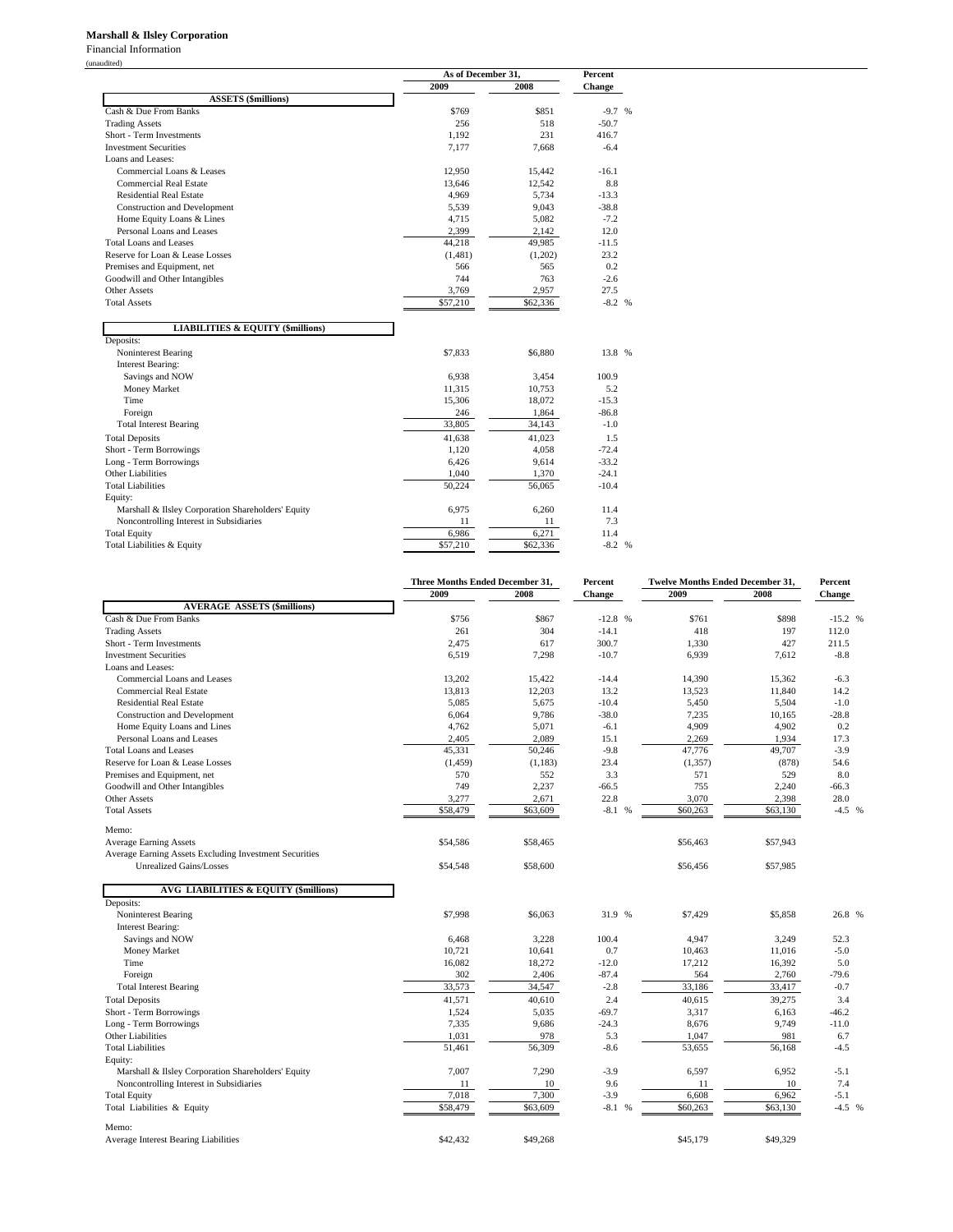**Marshall & Ilsley Corporation**

Financial Information

(unaudited)

| | As of December 31, | | Percent |
|---|---|---|---|
| | 2009 | 2008 | Change |
| **ASSETS ($millions)** | | | |
| Cash & Due From Banks | $769 | $851 | -9.7 % |
| Trading Assets | 256 | 518 | -50.7 |
| Short - Term Investments | 1,192 | 231 | 416.7 |
| Investment Securities | 7,177 | 7,668 | -6.4 |
| Loans and Leases: | | | |
| Commercial Loans & Leases | 12,950 | 15,442 | -16.1 |
| Commercial Real Estate | 13,646 | 12,542 | 8.8 |
| Residential Real Estate | 4,969 | 5,734 | -13.3 |
| Construction and Development | 5,539 | 9,043 | -38.8 |
| Home Equity Loans & Lines | 4,715 | 5,082 | -7.2 |
| Personal Loans and Leases | 2,399 | 2,142 | 12.0 |
| Total Loans and Leases | 44,218 | 49,985 | -11.5 |
| Reserve for Loan & Lease Losses | (1,481) | (1,202) | 23.2 |
| Premises and Equipment, net | 566 | 565 | 0.2 |
| Goodwill and Other Intangibles | 744 | 763 | -2.6 |
| Other Assets | 3,769 | 2,957 | 27.5 |
| Total Assets | $57,210 | $62,336 | -8.2 % |
| **LIABILITIES & EQUITY ($millions)** | | | |
| Deposits: | | | |
| Noninterest Bearing | $7,833 | $6,880 | 13.8 % |
| Interest Bearing: | | | |
| Savings and NOW | 6,938 | 3,454 | 100.9 |
| Money Market | 11,315 | 10,753 | 5.2 |
| Time | 15,306 | 18,072 | -15.3 |
| Foreign | 246 | 1,864 | -86.8 |
| Total Interest Bearing | 33,805 | 34,143 | -1.0 |
| Total Deposits | 41,638 | 41,023 | 1.5 |
| Short - Term Borrowings | 1,120 | 4,058 | -72.4 |
| Long - Term Borrowings | 6,426 | 9,614 | -33.2 |
| Other Liabilities | 1,040 | 1,370 | -24.1 |
| Total Liabilities | 50,224 | 56,065 | -10.4 |
| Equity: | | | |
| Marshall & Ilsley Corporation Shareholders' Equity | 6,975 | 6,260 | 11.4 |
| Noncontrolling Interest in Subsidiaries | 11 | 11 | 7.3 |
| Total Equity | 6,986 | 6,271 | 11.4 |
| Total Liabilities & Equity | $57,210 | $62,336 | -8.2 % |

| | Three Months Ended December 31, | | Percent | Twelve Months Ended December 31, | | Percent |
|---|---|---|---|---|---|---|
| | 2009 | 2008 | Change | 2009 | 2008 | Change |
| **AVERAGE ASSETS ($millions)** | | | | | | |
| Cash & Due From Banks | $756 | $867 | -12.8 % | $761 | $898 | -15.2 % |
| Trading Assets | 261 | 304 | -14.1 | 418 | 197 | 112.0 |
| Short - Term Investments | 2,475 | 617 | 300.7 | 1,330 | 427 | 211.5 |
| Investment Securities | 6,519 | 7,298 | -10.7 | 6,939 | 7,612 | -8.8 |
| Loans and Leases: | | | | | | |
| Commercial Loans and Leases | 13,202 | 15,422 | -14.4 | 14,390 | 15,362 | -6.3 |
| Commercial Real Estate | 13,813 | 12,203 | 13.2 | 13,523 | 11,840 | 14.2 |
| Residential Real Estate | 5,085 | 5,675 | -10.4 | 5,450 | 5,504 | -1.0 |
| Construction and Development | 6,064 | 9,786 | -38.0 | 7,235 | 10,165 | -28.8 |
| Home Equity Loans and Lines | 4,762 | 5,071 | -6.1 | 4,909 | 4,902 | 0.2 |
| Personal Loans and Leases | 2,405 | 2,089 | 15.1 | 2,269 | 1,934 | 17.3 |
| Total Loans and Leases | 45,331 | 50,246 | -9.8 | 47,776 | 49,707 | -3.9 |
| Reserve for Loan & Lease Losses | (1,459) | (1,183) | 23.4 | (1,357) | (878) | 54.6 |
| Premises and Equipment, net | 570 | 552 | 3.3 | 571 | 529 | 8.0 |
| Goodwill and Other Intangibles | 749 | 2,237 | -66.5 | 755 | 2,240 | -66.3 |
| Other Assets | 3,277 | 2,671 | 22.8 | 3,070 | 2,398 | 28.0 |
| Total Assets | $58,479 | $63,609 | -8.1 % | $60,263 | $63,130 | -4.5 % |
| Memo: | | | | | | |
| Average Earning Assets | $54,586 | $58,465 | | $56,463 | $57,943 | |
| Average Earning Assets Excluding Investment Securities Unrealized Gains/Losses | $54,548 | $58,600 | | $56,456 | $57,985 | |
| **AVG LIABILITIES & EQUITY ($millions)** | | | | | | |
| Deposits: | | | | | | |
| Noninterest Bearing | $7,998 | $6,063 | 31.9 % | $7,429 | $5,858 | 26.8 % |
| Interest Bearing: | | | | | | |
| Savings and NOW | 6,468 | 3,228 | 100.4 | 4,947 | 3,249 | 52.3 |
| Money Market | 10,721 | 10,641 | 0.7 | 10,463 | 11,016 | -5.0 |
| Time | 16,082 | 18,272 | -12.0 | 17,212 | 16,392 | 5.0 |
| Foreign | 302 | 2,406 | -87.4 | 564 | 2,760 | -79.6 |
| Total Interest Bearing | 33,573 | 34,547 | -2.8 | 33,186 | 33,417 | -0.7 |
| Total Deposits | 41,571 | 40,610 | 2.4 | 40,615 | 39,275 | 3.4 |
| Short - Term Borrowings | 1,524 | 5,035 | -69.7 | 3,317 | 6,163 | -46.2 |
| Long - Term Borrowings | 7,335 | 9,686 | -24.3 | 8,676 | 9,749 | -11.0 |
| Other Liabilities | 1,031 | 978 | 5.3 | 1,047 | 981 | 6.7 |
| Total Liabilities | 51,461 | 56,309 | -8.6 | 53,655 | 56,168 | -4.5 |
| Equity: | | | | | | |
| Marshall & Ilsley Corporation Shareholders' Equity | 7,007 | 7,290 | -3.9 | 6,597 | 6,952 | -5.1 |
| Noncontrolling Interest in Subsidiaries | 11 | 10 | 9.6 | 11 | 10 | 7.4 |
| Total Equity | 7,018 | 7,300 | -3.9 | 6,608 | 6,962 | -5.1 |
| Total Liabilities & Equity | $58,479 | $63,609 | -8.1 % | $60,263 | $63,130 | -4.5 % |
| Memo: | | | | | | |
| Average Interest Bearing Liabilities | $42,432 | $49,268 | | $45,179 | $49,329 | |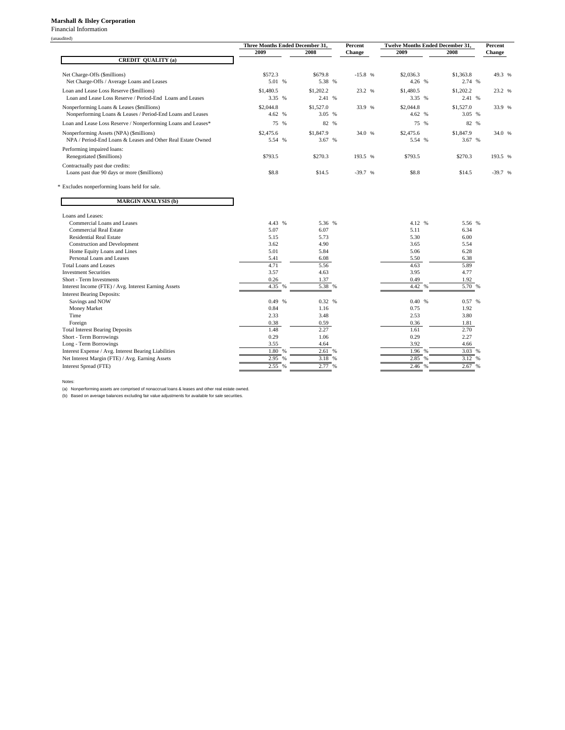**Marshall & Ilsley Corporation**

Financial Information

(unaudited)

| | Three Months Ended December 31, 2009 | Three Months Ended December 31, 2008 | Percent Change | Twelve Months Ended December 31, 2009 | Twelve Months Ended December 31, 2008 | Percent Change |
|---|---|---|---|---|---|---|
| **CREDIT QUALITY (a)** | | | | | | |
| Net Charge-Offs ($millions) | $572.3 | $679.8 | -15.8 % | $2,036.3 | $1,363.8 | 49.3 % |
| Net Charge-Offs / Average Loans and Leases | 5.01 % | 5.38 % | | 4.26 % | 2.74 % | |
| Loan and Lease Loss Reserve ($millions) | $1,480.5 | $1,202.2 | 23.2 % | $1,480.5 | $1,202.2 | 23.2 % |
| Loan and Lease Loss Reserve / Period-End Loans and Leases | 3.35 % | 2.41 % | | 3.35 % | 2.41 % | |
| Nonperforming Loans & Leases ($millions) | $2,044.8 | $1,527.0 | 33.9 % | $2,044.8 | $1,527.0 | 33.9 % |
| Nonperforming Loans & Leases / Period-End Loans and Leases | 4.62 % | 3.05 % | | 4.62 % | 3.05 % | |
| Loan and Lease Loss Reserve / Nonperforming Loans and Leases* | 75 % | 82 % | | 75 % | 82 % | |
| Nonperforming Assets (NPA) ($millions) | $2,475.6 | $1,847.9 | 34.0 % | $2,475.6 | $1,847.9 | 34.0 % |
| NPA / Period-End Loans & Leases and Other Real Estate Owned | 5.54 % | 3.67 % | | 5.54 % | 3.67 % | |
| Performing impaired loans: | | | | | | |
| Renegotiated ($millions) | $793.5 | $270.3 | 193.5 % | $793.5 | $270.3 | 193.5 % |
| Contractually past due credits: | | | | | | |
| Loans past due 90 days or more ($millions) | $8.8 | $14.5 | -39.7 % | $8.8 | $14.5 | -39.7 % |

\* Excludes nonperforming loans held for sale.

| | Three Months Ended December 31, 2009 | Three Months Ended December 31, 2008 | Twelve Months Ended December 31, 2009 | Twelve Months Ended December 31, 2008 |
|---|---|---|---|---|
| **MARGIN ANALYSIS (b)** | | | | |
| Loans and Leases: | | | | |
| Commercial Loans and Leases | 4.43 % | 5.36 % | 4.12 % | 5.56 % |
| Commercial Real Estate | 5.07 | 6.07 | 5.11 | 6.34 |
| Residential Real Estate | 5.15 | 5.73 | 5.30 | 6.00 |
| Construction and Development | 3.62 | 4.90 | 3.65 | 5.54 |
| Home Equity Loans and Lines | 5.01 | 5.84 | 5.06 | 6.28 |
| Personal Loans and Leases | 5.41 | 6.08 | 5.50 | 6.38 |
| Total Loans and Leases | 4.71 | 5.56 | 4.63 | 5.89 |
| Investment Securities | 3.57 | 4.63 | 3.95 | 4.77 |
| Short - Term Investments | 0.26 | 1.37 | 0.49 | 1.92 |
| Interest Income (FTE) / Avg. Interest Earning Assets | 4.35 % | 5.38 % | 4.42 % | 5.70 % |
| Interest Bearing Deposits: | | | | |
| Savings and NOW | 0.49 % | 0.32 % | 0.40 % | 0.57 % |
| Money Market | 0.84 | 1.16 | 0.75 | 1.92 |
| Time | 2.33 | 3.48 | 2.53 | 3.80 |
| Foreign | 0.38 | 0.59 | 0.36 | 1.81 |
| Total Interest Bearing Deposits | 1.48 | 2.27 | 1.61 | 2.70 |
| Short - Term Borrowings | 0.29 | 1.06 | 0.29 | 2.27 |
| Long - Term Borrowings | 3.55 | 4.64 | 3.92 | 4.66 |
| Interest Expense / Avg. Interest Bearing Liabilities | 1.80 % | 2.61 % | 1.96 % | 3.03 % |
| Net Interest Margin (FTE) / Avg. Earning Assets | 2.95 % | 3.18 % | 2.85 % | 3.12 % |
| Interest Spread (FTE) | 2.55 % | 2.77 % | 2.46 % | 2.67 % |

Notes:

(a) Nonperforming assets are comprised of nonaccrual loans & leases and other real estate owned.

(b) Based on average balances excluding fair value adjustments for available for sale securities.